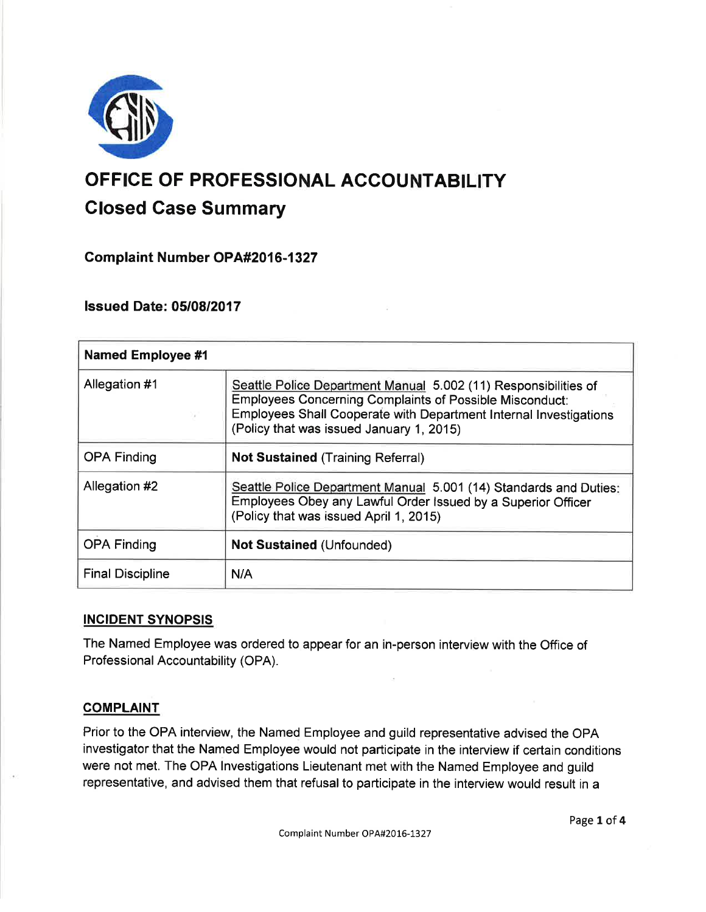# OFFICE OF PROFESSIONAL ACCOUNTABILITY

## Closed Case Summary

### Complaint Number OPA#2016-1327

### Issued Date: 05/08/2017

| Named Employee #1 | |
|---|---|
| Allegation #1 | Seattle Police Department Manual 5.002 (11) Responsibilities of Employees Concerning Complaints of Possible Misconduct: Employees Shall Cooperate with Department Internal Investigations (Policy that was issued January 1, 2015) |
| OPA Finding | **Not Sustained** (Training Referral) |
| Allegation #2 | Seattle Police Department Manual 5.001 (14) Standards and Duties: Employees Obey any Lawful Order Issued by a Superior Officer (Policy that was issued April 1, 2015) |
| OPA Finding | **Not Sustained** (Unfounded) |
| Final Discipline | N/A |

### INCIDENT SYNOPSIS

The Named Employee was ordered to appear for an in-person interview with the Office of Professional Accountability (OPA).

### COMPLAINT

Prior to the OPA interview, the Named Employee and guild representative advised the OPA investigator that the Named Employee would not participate in the interview if certain conditions were not met. The OPA Investigations Lieutenant met with the Named Employee and guild representative, and advised them that refusal to participate in the interview would result in a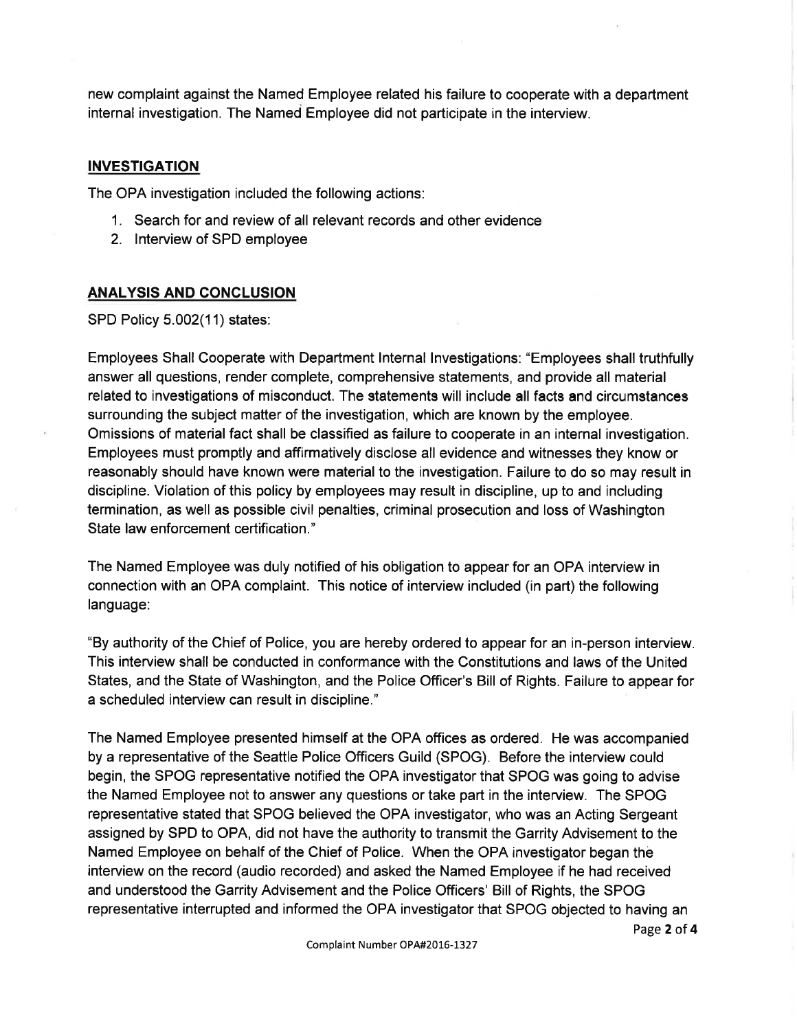new complaint against the Named Employee related his failure to cooperate with a department internal investigation. The Named Employee did not participate in the interview.

## INVESTIGATION

The OPA investigation included the following actions:

1. Search for and review of all relevant records and other evidence
2. Interview of SPD employee

## ANALYSIS AND CONCLUSION

SPD Policy 5.002(11) states:

Employees Shall Cooperate with Department Internal Investigations: "Employees shall truthfully answer all questions, render complete, comprehensive statements, and provide all material related to investigations of misconduct. The statements will include all facts and circumstances surrounding the subject matter of the investigation, which are known by the employee. Omissions of material fact shall be classified as failure to cooperate in an internal investigation. Employees must promptly and affirmatively disclose all evidence and witnesses they know or reasonably should have known were material to the investigation. Failure to do so may result in discipline. Violation of this policy by employees may result in discipline, up to and including termination, as well as possible civil penalties, criminal prosecution and loss of Washington State law enforcement certification."

The Named Employee was duly notified of his obligation to appear for an OPA interview in connection with an OPA complaint. This notice of interview included (in part) the following language:

"By authority of the Chief of Police, you are hereby ordered to appear for an in-person interview. This interview shall be conducted in conformance with the Constitutions and laws of the United States, and the State of Washington, and the Police Officer's Bill of Rights. Failure to appear for a scheduled interview can result in discipline."

The Named Employee presented himself at the OPA offices as ordered. He was accompanied by a representative of the Seattle Police Officers Guild (SPOG). Before the interview could begin, the SPOG representative notified the OPA investigator that SPOG was going to advise the Named Employee not to answer any questions or take part in the interview. The SPOG representative stated that SPOG believed the OPA investigator, who was an Acting Sergeant assigned by SPD to OPA, did not have the authority to transmit the Garrity Advisement to the Named Employee on behalf of the Chief of Police. When the OPA investigator began the interview on the record (audio recorded) and asked the Named Employee if he had received and understood the Garrity Advisement and the Police Officers' Bill of Rights, the SPOG representative interrupted and informed the OPA investigator that SPOG objected to having an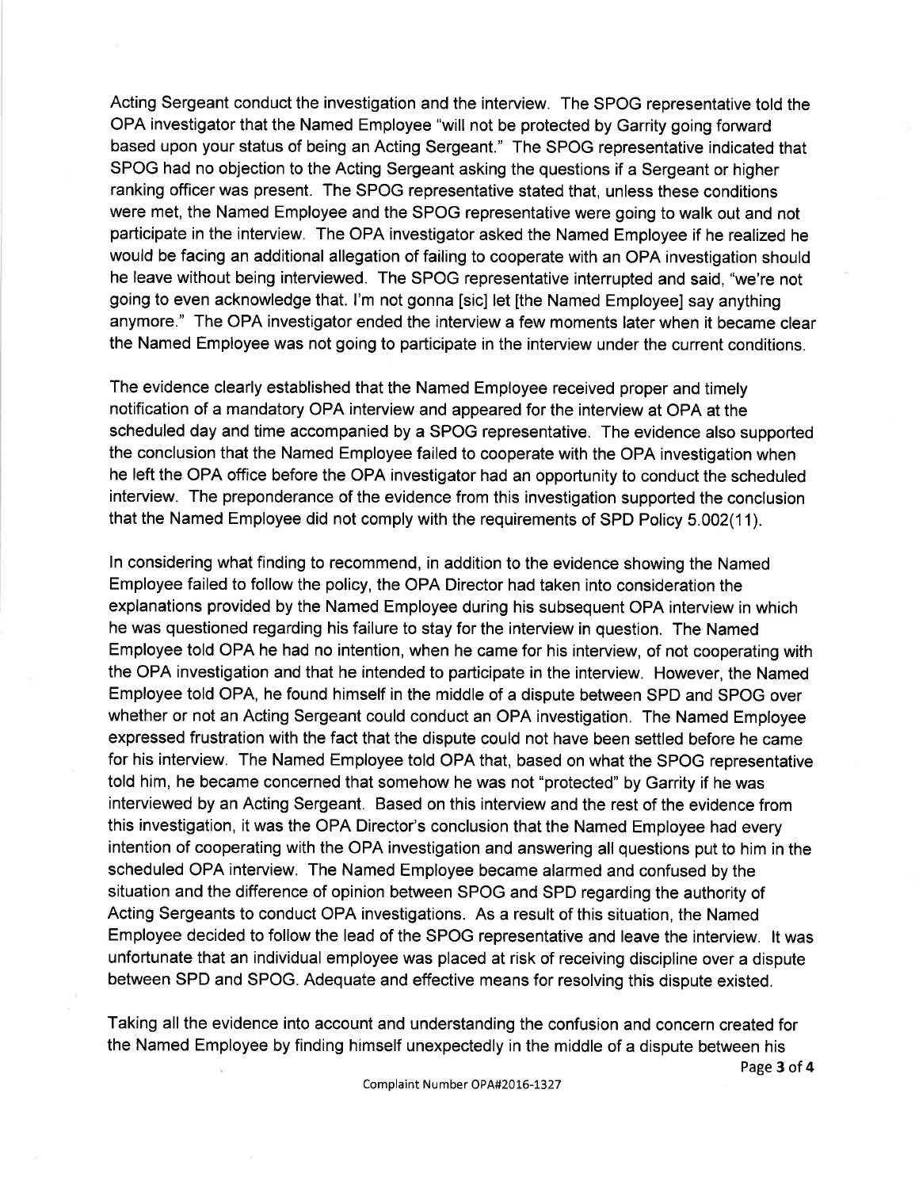Acting Sergeant conduct the investigation and the interview. The SPOG representative told the OPA investigator that the Named Employee "will not be protected by Garrity going forward based upon your status of being an Acting Sergeant." The SPOG representative indicated that SPOG had no objection to the Acting Sergeant asking the questions if a Sergeant or higher ranking officer was present. The SPOG representative stated that, unless these conditions were met, the Named Employee and the SPOG representative were going to walk out and not participate in the interview. The OPA investigator asked the Named Employee if he realized he would be facing an additional allegation of failing to cooperate with an OPA investigation should he leave without being interviewed. The SPOG representative interrupted and said, "we're not going to even acknowledge that. I'm not gonna [sic] let [the Named Employee] say anything anymore." The OPA investigator ended the interview a few moments later when it became clear the Named Employee was not going to participate in the interview under the current conditions.

The evidence clearly established that the Named Employee received proper and timely notification of a mandatory OPA interview and appeared for the interview at OPA at the scheduled day and time accompanied by a SPOG representative. The evidence also supported the conclusion that the Named Employee failed to cooperate with the OPA investigation when he left the OPA office before the OPA investigator had an opportunity to conduct the scheduled interview. The preponderance of the evidence from this investigation supported the conclusion that the Named Employee did not comply with the requirements of SPD Policy 5.002(11).

In considering what finding to recommend, in addition to the evidence showing the Named Employee failed to follow the policy, the OPA Director had taken into consideration the explanations provided by the Named Employee during his subsequent OPA interview in which he was questioned regarding his failure to stay for the interview in question. The Named Employee told OPA he had no intention, when he came for his interview, of not cooperating with the OPA investigation and that he intended to participate in the interview. However, the Named Employee told OPA, he found himself in the middle of a dispute between SPD and SPOG over whether or not an Acting Sergeant could conduct an OPA investigation. The Named Employee expressed frustration with the fact that the dispute could not have been settled before he came for his interview. The Named Employee told OPA that, based on what the SPOG representative told him, he became concerned that somehow he was not "protected" by Garrity if he was interviewed by an Acting Sergeant. Based on this interview and the rest of the evidence from this investigation, it was the OPA Director's conclusion that the Named Employee had every intention of cooperating with the OPA investigation and answering all questions put to him in the scheduled OPA interview. The Named Employee became alarmed and confused by the situation and the difference of opinion between SPOG and SPD regarding the authority of Acting Sergeants to conduct OPA investigations. As a result of this situation, the Named Employee decided to follow the lead of the SPOG representative and leave the interview. It was unfortunate that an individual employee was placed at risk of receiving discipline over a dispute between SPD and SPOG. Adequate and effective means for resolving this dispute existed.

Taking all the evidence into account and understanding the confusion and concern created for the Named Employee by finding himself unexpectedly in the middle of a dispute between his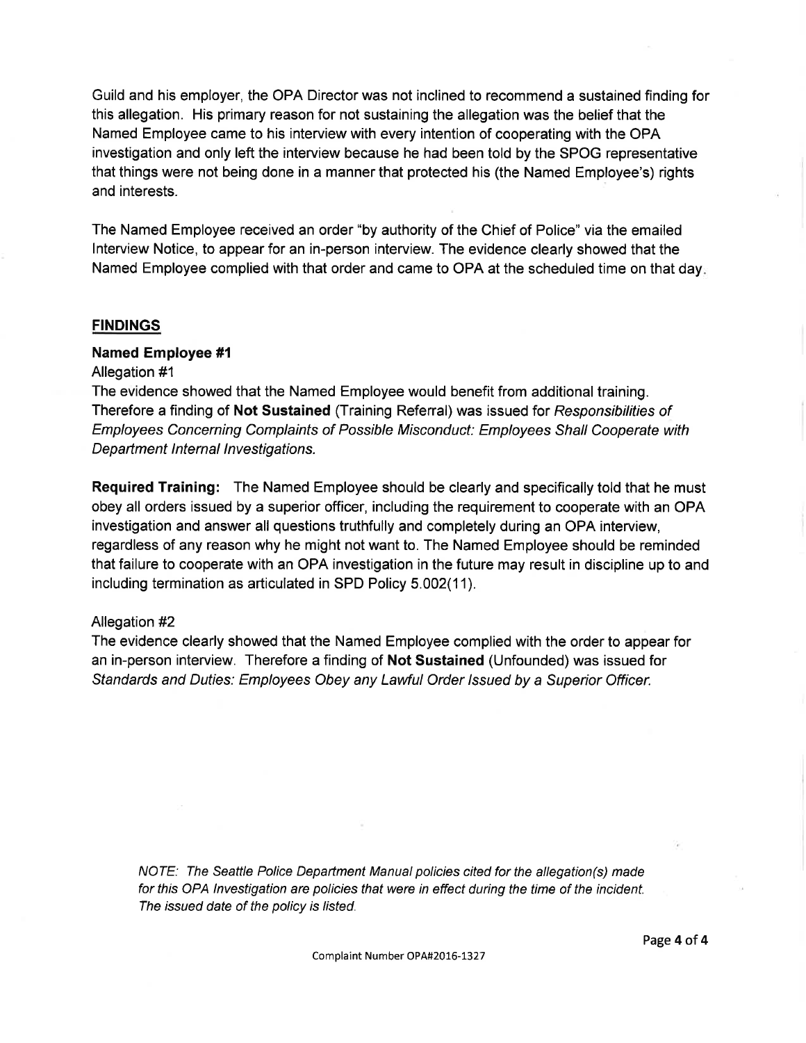Guild and his employer, the OPA Director was not inclined to recommend a sustained finding for this allegation. His primary reason for not sustaining the allegation was the belief that the Named Employee came to his interview with every intention of cooperating with the OPA investigation and only left the interview because he had been told by the SPOG representative that things were not being done in a manner that protected his (the Named Employee's) rights and interests.

The Named Employee received an order "by authority of the Chief of Police" via the emailed Interview Notice, to appear for an in-person interview. The evidence clearly showed that the Named Employee complied with that order and came to OPA at the scheduled time on that day.

## FINDINGS

### Named Employee #1

Allegation #1

The evidence showed that the Named Employee would benefit from additional training. Therefore a finding of **Not Sustained** (Training Referral) was issued for *Responsibilities of Employees Concerning Complaints of Possible Misconduct: Employees Shall Cooperate with Department Internal Investigations.*

**Required Training:** The Named Employee should be clearly and specifically told that he must obey all orders issued by a superior officer, including the requirement to cooperate with an OPA investigation and answer all questions truthfully and completely during an OPA interview, regardless of any reason why he might not want to. The Named Employee should be reminded that failure to cooperate with an OPA investigation in the future may result in discipline up to and including termination as articulated in SPD Policy 5.002(11).

Allegation #2

The evidence clearly showed that the Named Employee complied with the order to appear for an in-person interview. Therefore a finding of **Not Sustained** (Unfounded) was issued for *Standards and Duties: Employees Obey any Lawful Order Issued by a Superior Officer.*

*NOTE: The Seattle Police Department Manual policies cited for the allegation(s) made for this OPA Investigation are policies that were in effect during the time of the incident. The issued date of the policy is listed.*

Complaint Number OPA#2016-1327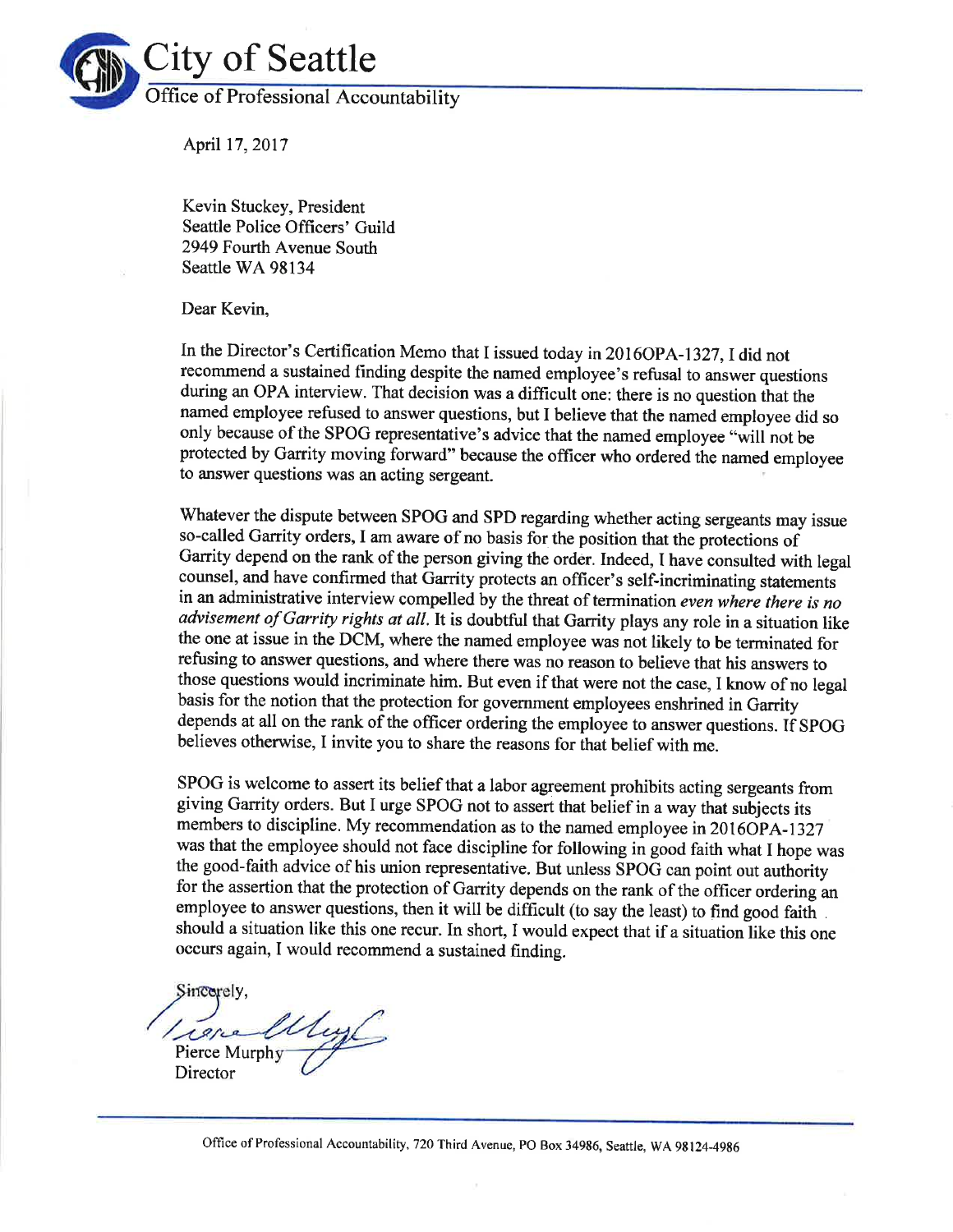# City of Seattle

## Office of Professional Accountability

April 17, 2017

Kevin Stuckey, President
Seattle Police Officers' Guild
2949 Fourth Avenue South
Seattle WA 98134

Dear Kevin,

In the Director's Certification Memo that I issued today in 2016OPA-1327, I did not recommend a sustained finding despite the named employee's refusal to answer questions during an OPA interview. That decision was a difficult one: there is no question that the named employee refused to answer questions, but I believe that the named employee did so only because of the SPOG representative's advice that the named employee "will not be protected by Garrity moving forward" because the officer who ordered the named employee to answer questions was an acting sergeant.

Whatever the dispute between SPOG and SPD regarding whether acting sergeants may issue so-called Garrity orders, I am aware of no basis for the position that the protections of Garrity depend on the rank of the person giving the order. Indeed, I have consulted with legal counsel, and have confirmed that Garrity protects an officer's self-incriminating statements in an administrative interview compelled by the threat of termination *even where there is no advisement of Garrity rights at all*. It is doubtful that Garrity plays any role in a situation like the one at issue in the DCM, where the named employee was not likely to be terminated for refusing to answer questions, and where there was no reason to believe that his answers to those questions would incriminate him. But even if that were not the case, I know of no legal basis for the notion that the protection for government employees enshrined in Garrity depends at all on the rank of the officer ordering the employee to answer questions. If SPOG believes otherwise, I invite you to share the reasons for that belief with me.

SPOG is welcome to assert its belief that a labor agreement prohibits acting sergeants from giving Garrity orders. But I urge SPOG not to assert that belief in a way that subjects its members to discipline. My recommendation as to the named employee in 2016OPA-1327 was that the employee should not face discipline for following in good faith what I hope was the good-faith advice of his union representative. But unless SPOG can point out authority for the assertion that the protection of Garrity depends on the rank of the officer ordering an employee to answer questions, then it will be difficult (to say the least) to find good faith should a situation like this one recur. In short, I would expect that if a situation like this one occurs again, I would recommend a sustained finding.

Sincerely,

Pierce Murphy
Director

Office of Professional Accountability, 720 Third Avenue, PO Box 34986, Seattle, WA 98124-4986